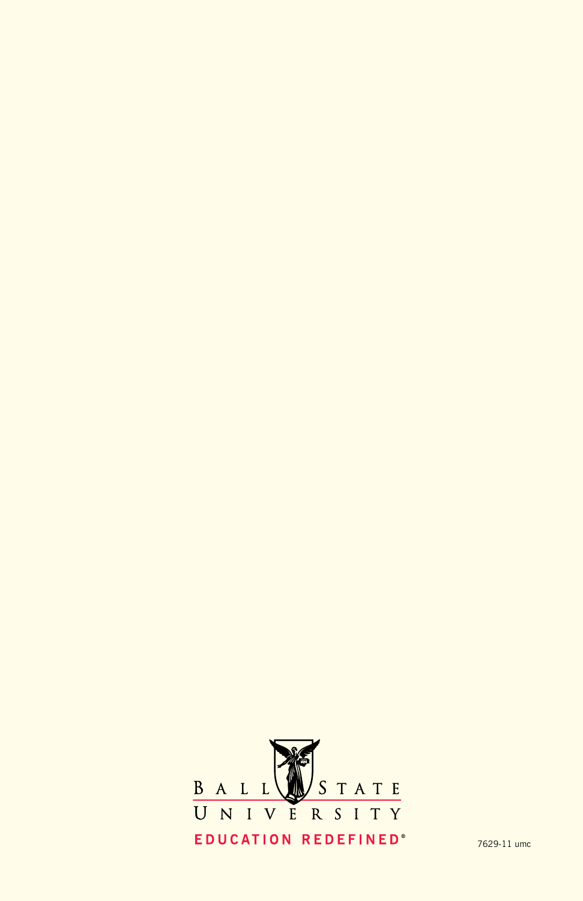Ball State University

EDUCATION REDEFINED®

7629-11 umc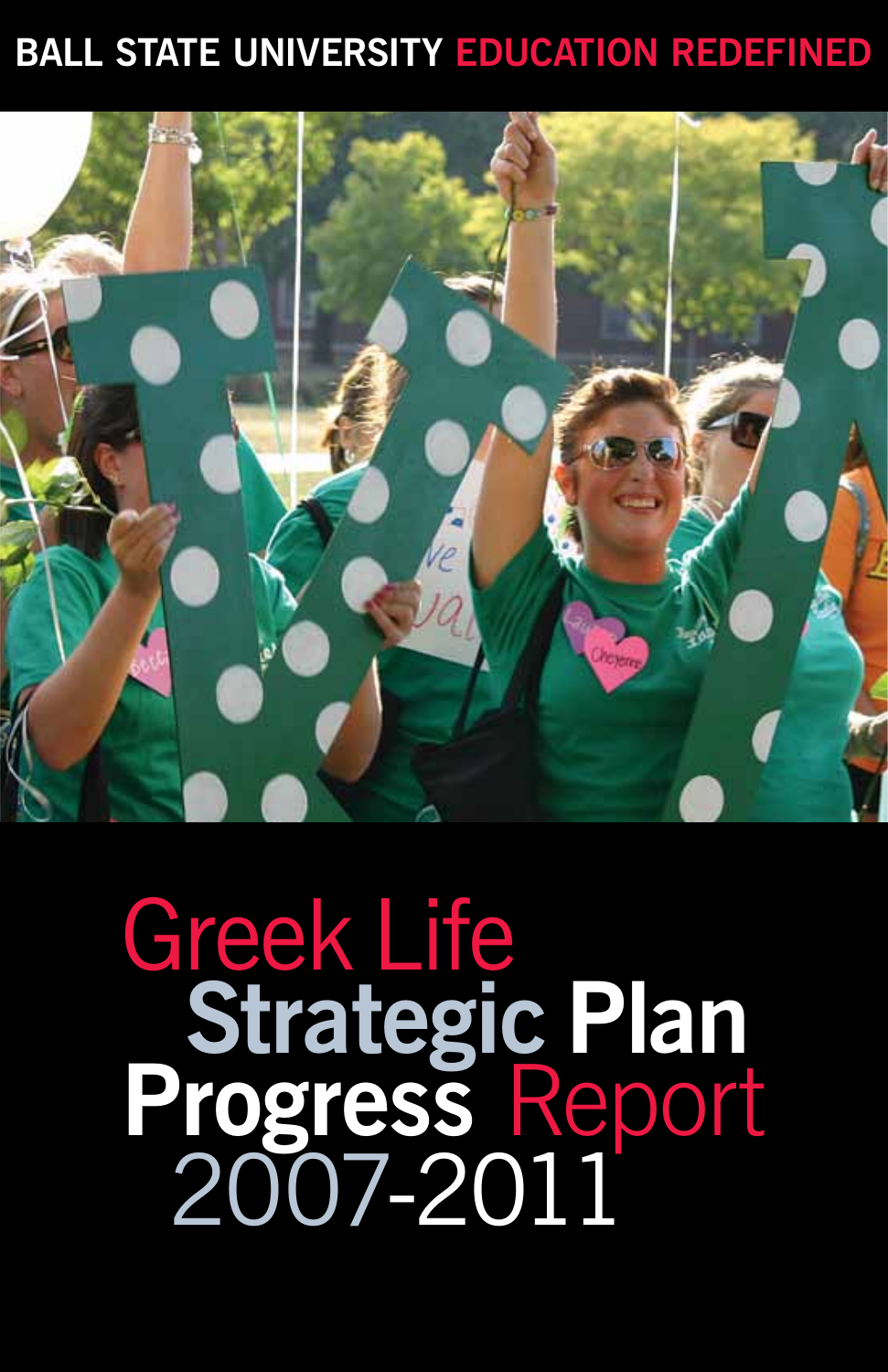BALL STATE UNIVERSITY EDUCATION REDEFINED

# Greek Life Strategic Plan Progress Report 2007-2011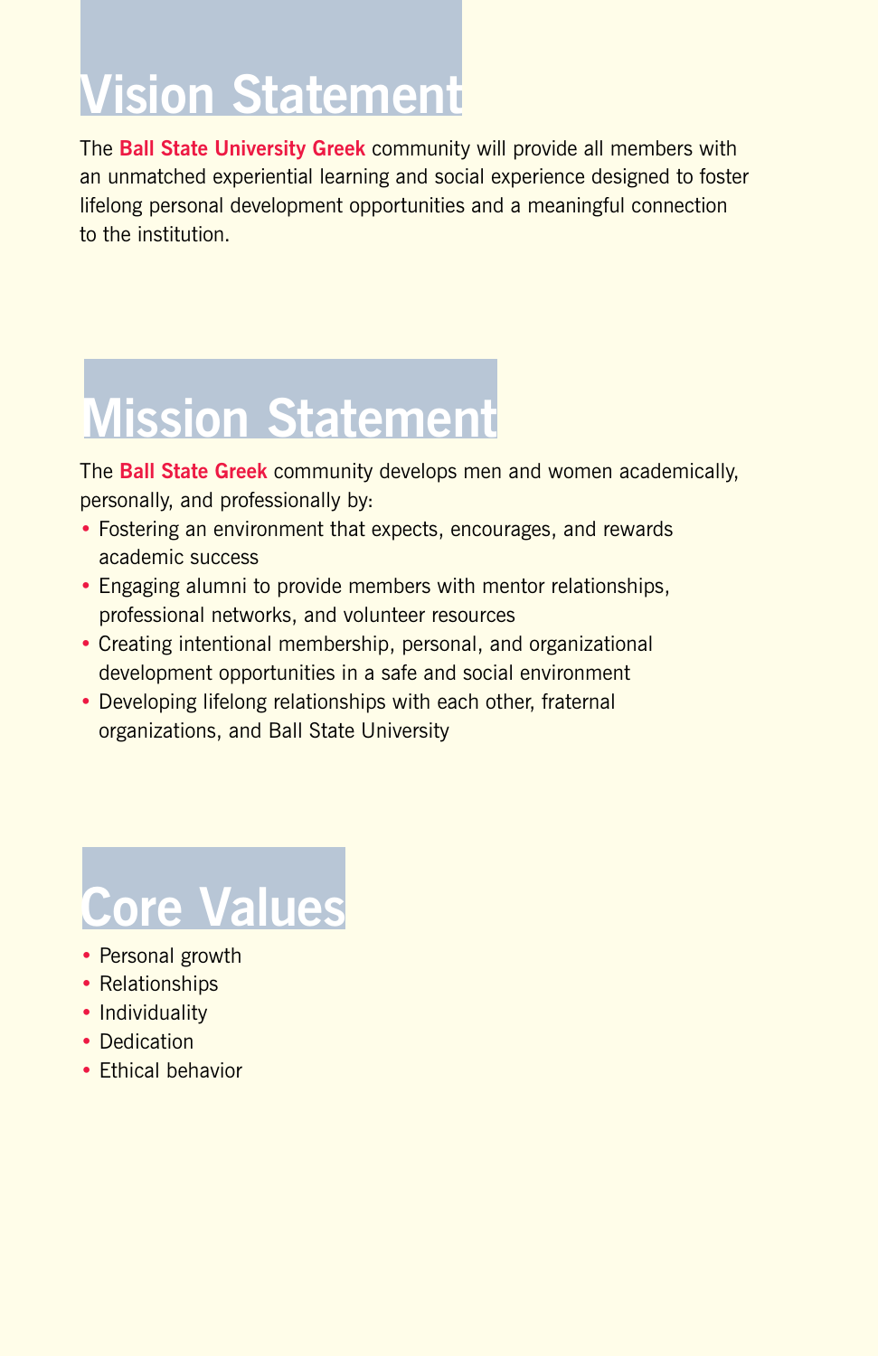## Vision Statement

The **Ball State University Greek** community will provide all members with an unmatched experiential learning and social experience designed to foster lifelong personal development opportunities and a meaningful connection to the institution.

## Mission Statement

The **Ball State Greek** community develops men and women academically, personally, and professionally by:

- Fostering an environment that expects, encourages, and rewards academic success
- Engaging alumni to provide members with mentor relationships, professional networks, and volunteer resources
- Creating intentional membership, personal, and organizational development opportunities in a safe and social environment
- Developing lifelong relationships with each other, fraternal organizations, and Ball State University

## Core Values

- Personal growth
- Relationships
- Individuality
- Dedication
- Ethical behavior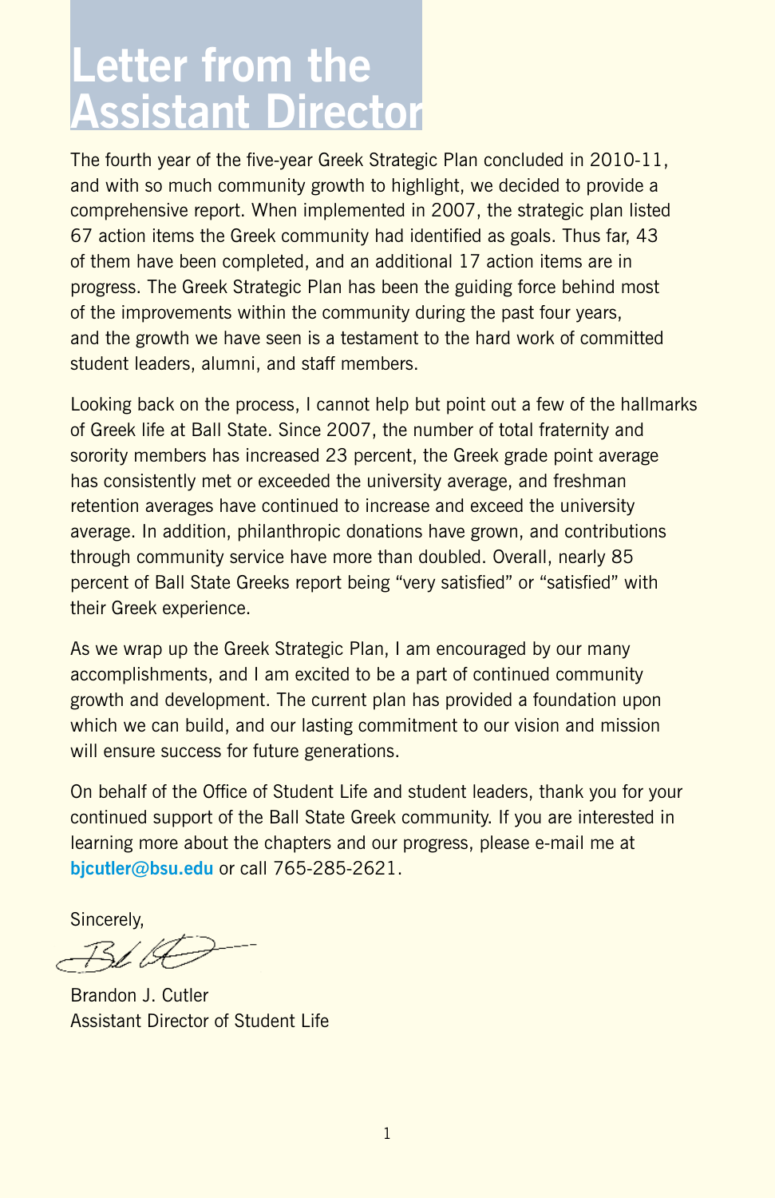# Letter from the Assistant Director

The fourth year of the five-year Greek Strategic Plan concluded in 2010-11, and with so much community growth to highlight, we decided to provide a comprehensive report. When implemented in 2007, the strategic plan listed 67 action items the Greek community had identified as goals. Thus far, 43 of them have been completed, and an additional 17 action items are in progress. The Greek Strategic Plan has been the guiding force behind most of the improvements within the community during the past four years, and the growth we have seen is a testament to the hard work of committed student leaders, alumni, and staff members.

Looking back on the process, I cannot help but point out a few of the hallmarks of Greek life at Ball State. Since 2007, the number of total fraternity and sorority members has increased 23 percent, the Greek grade point average has consistently met or exceeded the university average, and freshman retention averages have continued to increase and exceed the university average. In addition, philanthropic donations have grown, and contributions through community service have more than doubled. Overall, nearly 85 percent of Ball State Greeks report being "very satisfied" or "satisfied" with their Greek experience.

As we wrap up the Greek Strategic Plan, I am encouraged by our many accomplishments, and I am excited to be a part of continued community growth and development. The current plan has provided a foundation upon which we can build, and our lasting commitment to our vision and mission will ensure success for future generations.

On behalf of the Office of Student Life and student leaders, thank you for your continued support of the Ball State Greek community. If you are interested in learning more about the chapters and our progress, please e-mail me at **bjcutler@bsu.edu** or call 765-285-2621.

Sincerely,

Brandon J. Cutler
Assistant Director of Student Life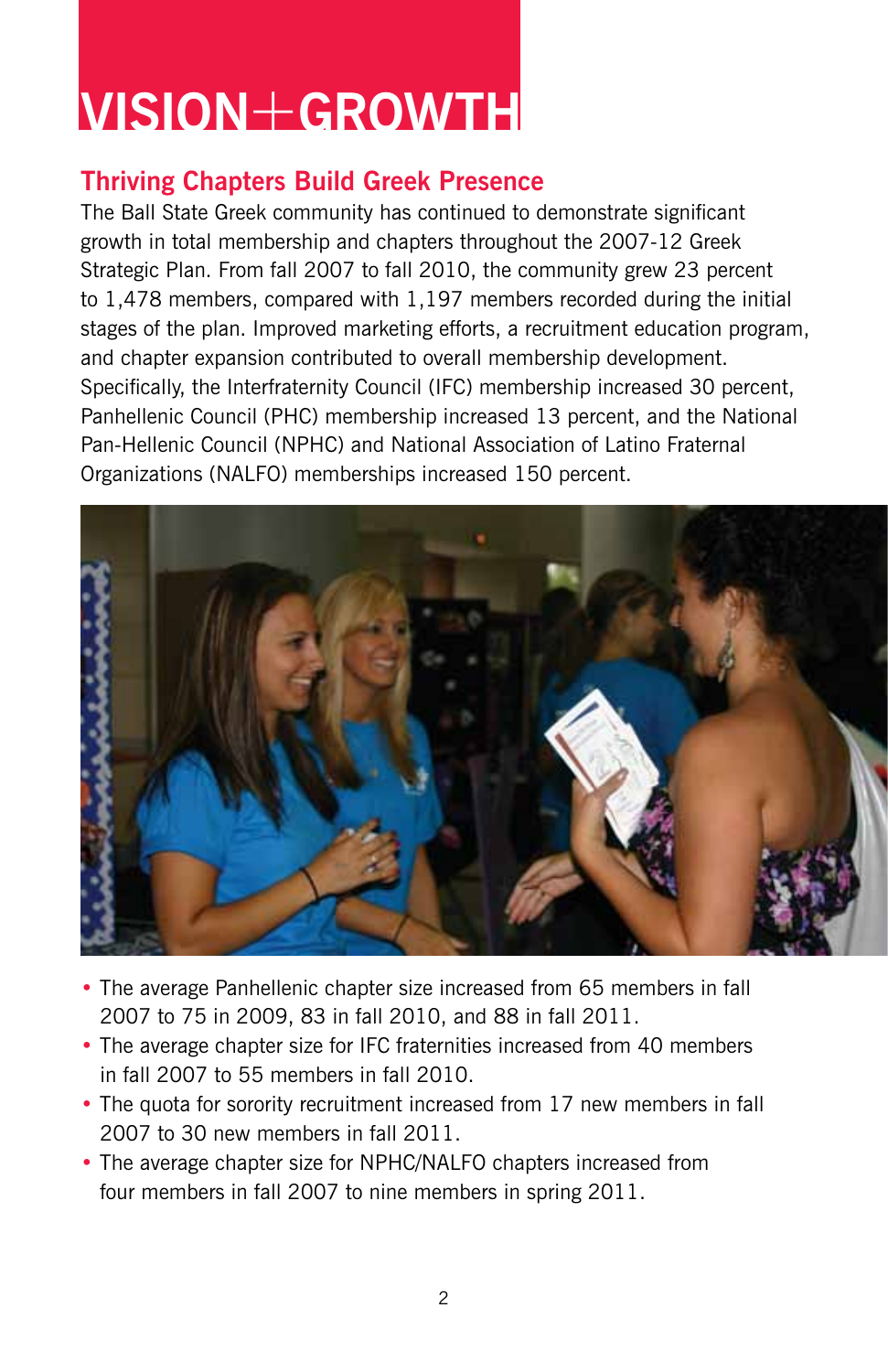# VISION+GROWTH

## Thriving Chapters Build Greek Presence

The Ball State Greek community has continued to demonstrate significant growth in total membership and chapters throughout the 2007-12 Greek Strategic Plan. From fall 2007 to fall 2010, the community grew 23 percent to 1,478 members, compared with 1,197 members recorded during the initial stages of the plan. Improved marketing efforts, a recruitment education program, and chapter expansion contributed to overall membership development. Specifically, the Interfraternity Council (IFC) membership increased 30 percent, Panhellenic Council (PHC) membership increased 13 percent, and the National Pan-Hellenic Council (NPHC) and National Association of Latino Fraternal Organizations (NALFO) memberships increased 150 percent.

- The average Panhellenic chapter size increased from 65 members in fall 2007 to 75 in 2009, 83 in fall 2010, and 88 in fall 2011.
- The average chapter size for IFC fraternities increased from 40 members in fall 2007 to 55 members in fall 2010.
- The quota for sorority recruitment increased from 17 new members in fall 2007 to 30 new members in fall 2011.
- The average chapter size for NPHC/NALFO chapters increased from four members in fall 2007 to nine members in spring 2011.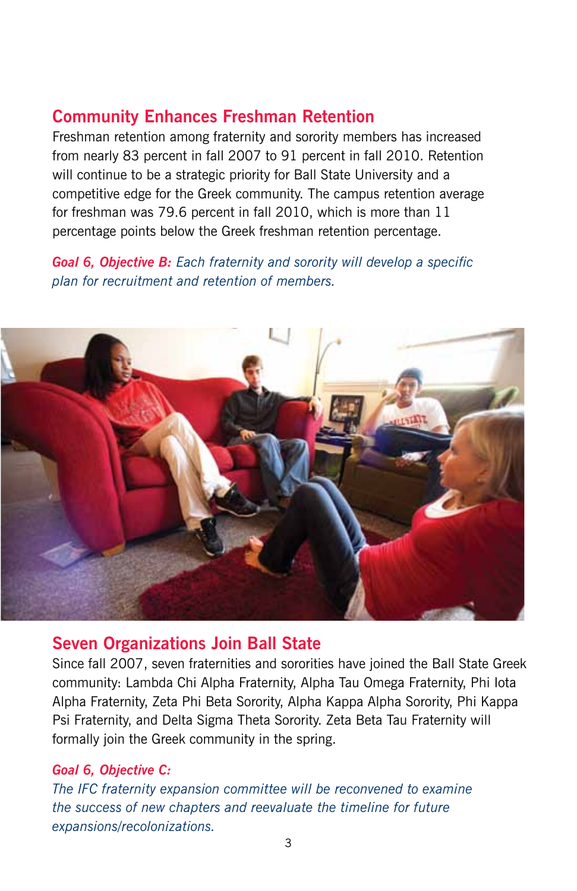## Community Enhances Freshman Retention

Freshman retention among fraternity and sorority members has increased from nearly 83 percent in fall 2007 to 91 percent in fall 2010. Retention will continue to be a strategic priority for Ball State University and a competitive edge for the Greek community. The campus retention average for freshman was 79.6 percent in fall 2010, which is more than 11 percentage points below the Greek freshman retention percentage.

***Goal 6, Objective B:*** *Each fraternity and sorority will develop a specific plan for recruitment and retention of members.*

## Seven Organizations Join Ball State

Since fall 2007, seven fraternities and sororities have joined the Ball State Greek community: Lambda Chi Alpha Fraternity, Alpha Tau Omega Fraternity, Phi Iota Alpha Fraternity, Zeta Phi Beta Sorority, Alpha Kappa Alpha Sorority, Phi Kappa Psi Fraternity, and Delta Sigma Theta Sorority. Zeta Beta Tau Fraternity will formally join the Greek community in the spring.

***Goal 6, Objective C:***

*The IFC fraternity expansion committee will be reconvened to examine the success of new chapters and reevaluate the timeline for future expansions/recolonizations.*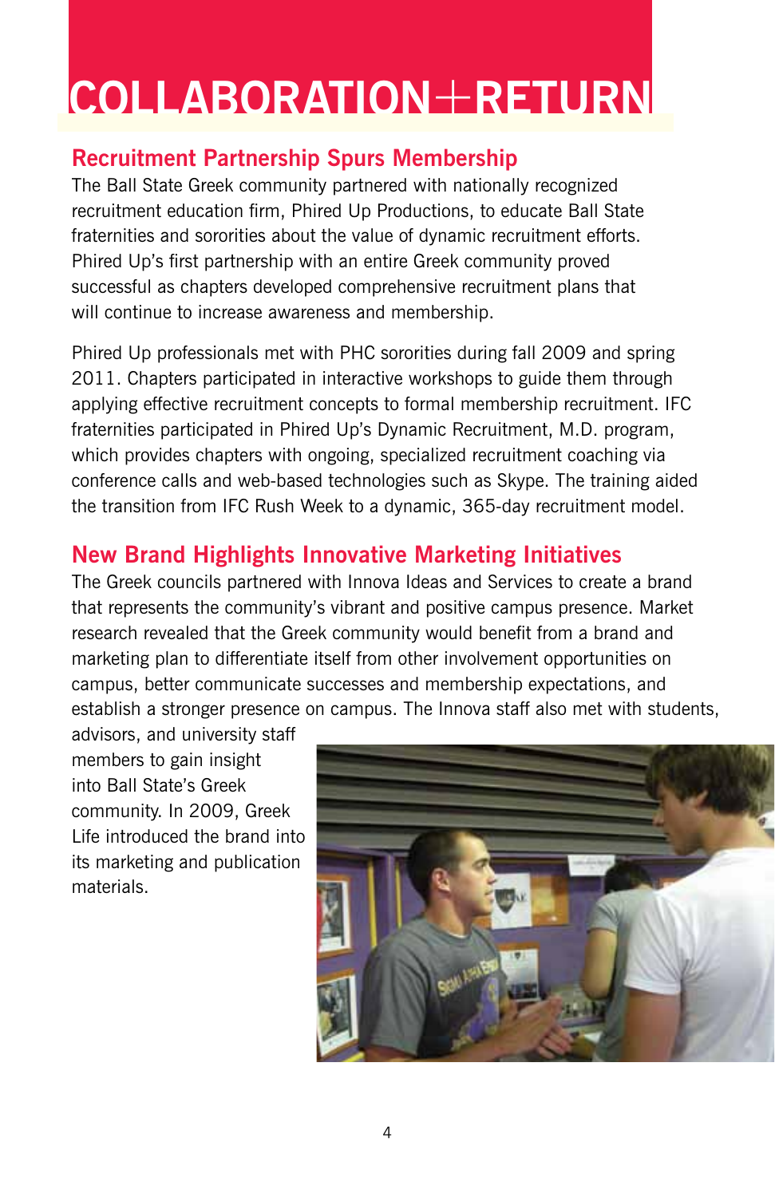# COLLABORATION+RETURN

## Recruitment Partnership Spurs Membership

The Ball State Greek community partnered with nationally recognized recruitment education firm, Phired Up Productions, to educate Ball State fraternities and sororities about the value of dynamic recruitment efforts. Phired Up's first partnership with an entire Greek community proved successful as chapters developed comprehensive recruitment plans that will continue to increase awareness and membership.

Phired Up professionals met with PHC sororities during fall 2009 and spring 2011. Chapters participated in interactive workshops to guide them through applying effective recruitment concepts to formal membership recruitment. IFC fraternities participated in Phired Up's Dynamic Recruitment, M.D. program, which provides chapters with ongoing, specialized recruitment coaching via conference calls and web-based technologies such as Skype. The training aided the transition from IFC Rush Week to a dynamic, 365-day recruitment model.

## New Brand Highlights Innovative Marketing Initiatives

The Greek councils partnered with Innova Ideas and Services to create a brand that represents the community's vibrant and positive campus presence. Market research revealed that the Greek community would benefit from a brand and marketing plan to differentiate itself from other involvement opportunities on campus, better communicate successes and membership expectations, and establish a stronger presence on campus. The Innova staff also met with students, advisors, and university staff members to gain insight into Ball State's Greek community. In 2009, Greek Life introduced the brand into its marketing and publication materials.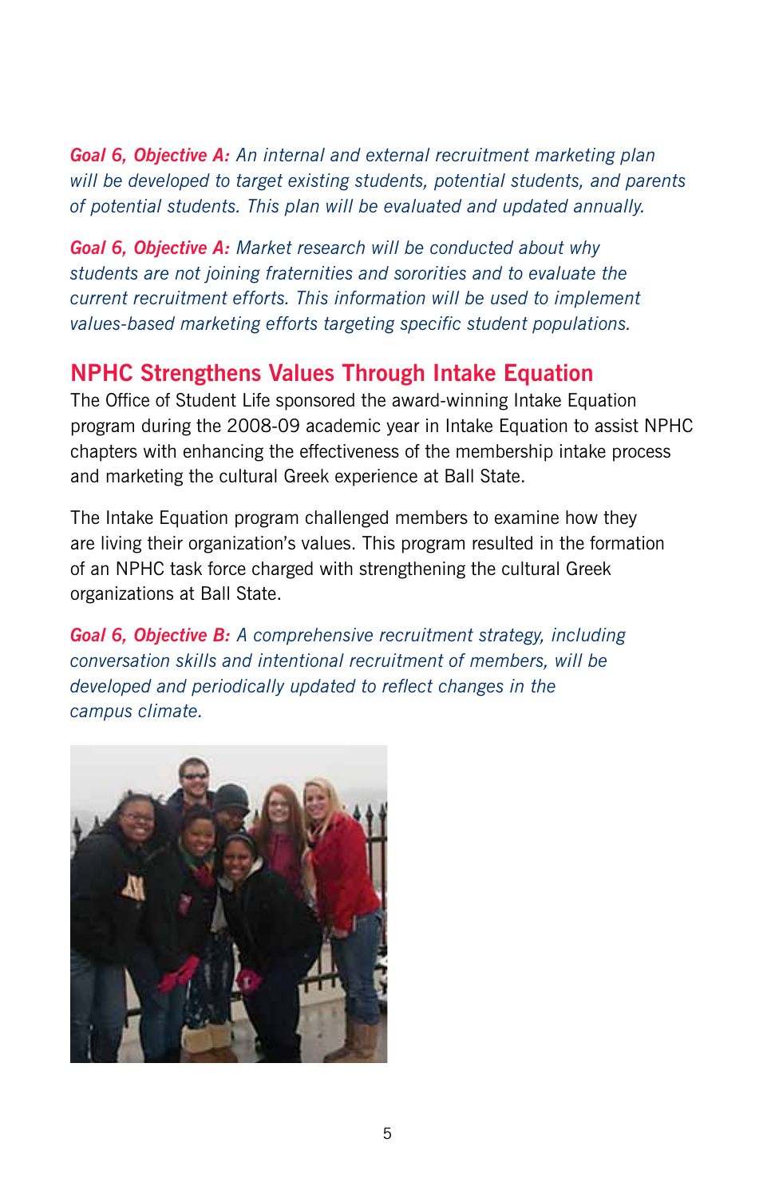***Goal 6, Objective A:*** *An internal and external recruitment marketing plan will be developed to target existing students, potential students, and parents of potential students. This plan will be evaluated and updated annually.*

***Goal 6, Objective A:*** *Market research will be conducted about why students are not joining fraternities and sororities and to evaluate the current recruitment efforts. This information will be used to implement values-based marketing efforts targeting specific student populations.*

## NPHC Strengthens Values Through Intake Equation

The Office of Student Life sponsored the award-winning Intake Equation program during the 2008-09 academic year in Intake Equation to assist NPHC chapters with enhancing the effectiveness of the membership intake process and marketing the cultural Greek experience at Ball State.

The Intake Equation program challenged members to examine how they are living their organization's values. This program resulted in the formation of an NPHC task force charged with strengthening the cultural Greek organizations at Ball State.

***Goal 6, Objective B:*** *A comprehensive recruitment strategy, including conversation skills and intentional recruitment of members, will be developed and periodically updated to reflect changes in the campus climate.*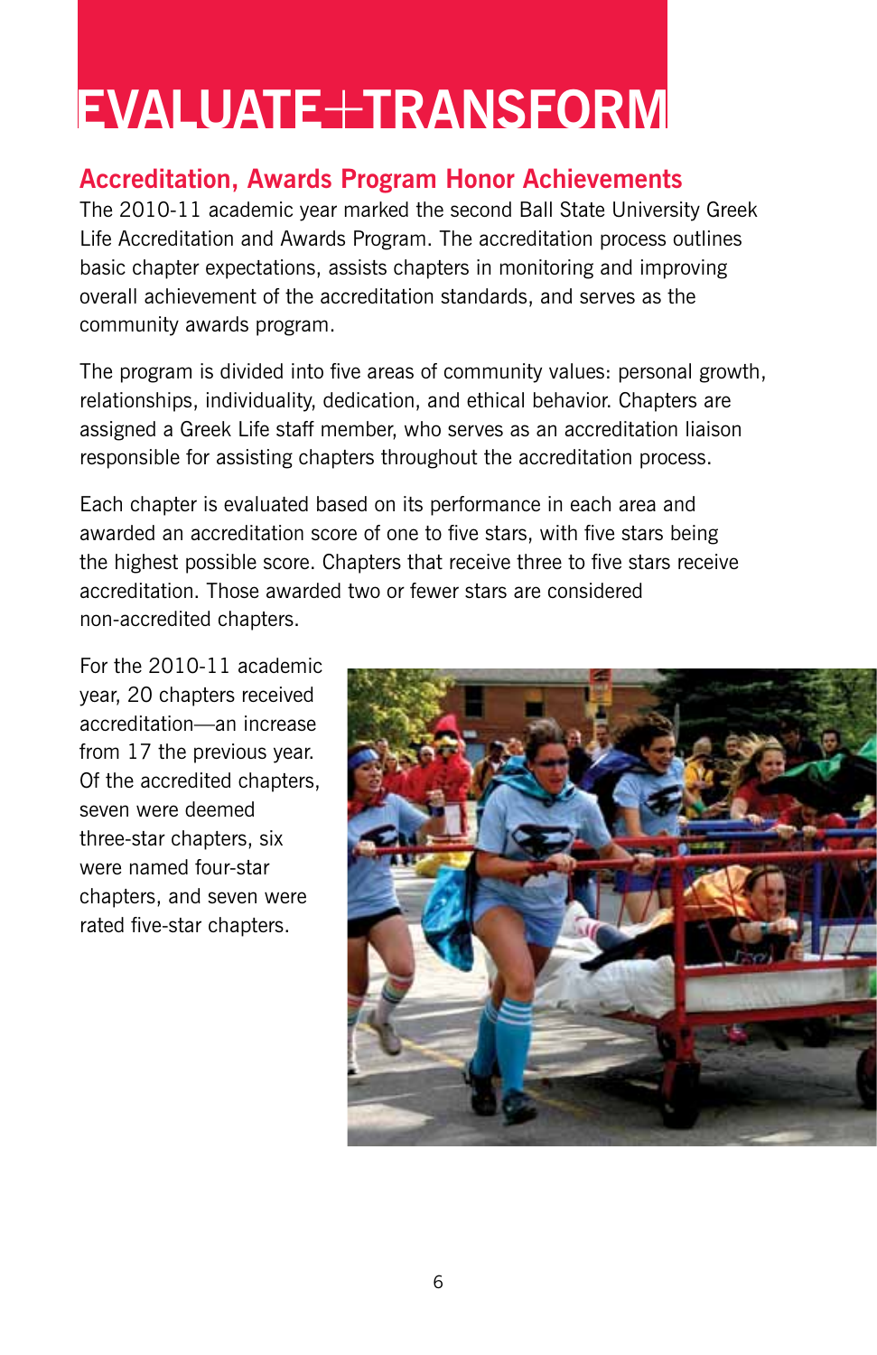# EVALUATE+TRANSFORM

## Accreditation, Awards Program Honor Achievements

The 2010-11 academic year marked the second Ball State University Greek Life Accreditation and Awards Program. The accreditation process outlines basic chapter expectations, assists chapters in monitoring and improving overall achievement of the accreditation standards, and serves as the community awards program.

The program is divided into five areas of community values: personal growth, relationships, individuality, dedication, and ethical behavior. Chapters are assigned a Greek Life staff member, who serves as an accreditation liaison responsible for assisting chapters throughout the accreditation process.

Each chapter is evaluated based on its performance in each area and awarded an accreditation score of one to five stars, with five stars being the highest possible score. Chapters that receive three to five stars receive accreditation. Those awarded two or fewer stars are considered non-accredited chapters.

For the 2010-11 academic year, 20 chapters received accreditation—an increase from 17 the previous year. Of the accredited chapters, seven were deemed three-star chapters, six were named four-star chapters, and seven were rated five-star chapters.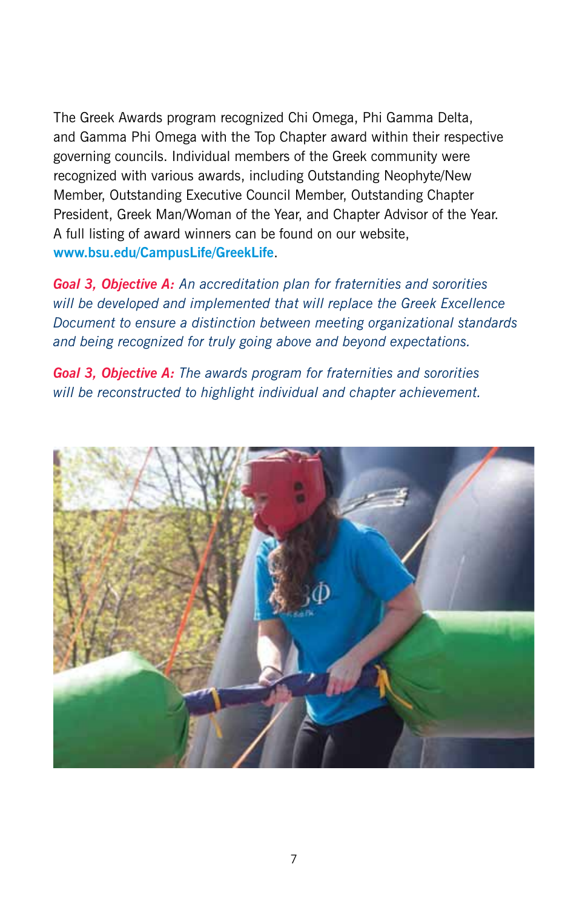The Greek Awards program recognized Chi Omega, Phi Gamma Delta, and Gamma Phi Omega with the Top Chapter award within their respective governing councils. Individual members of the Greek community were recognized with various awards, including Outstanding Neophyte/New Member, Outstanding Executive Council Member, Outstanding Chapter President, Greek Man/Woman of the Year, and Chapter Advisor of the Year. A full listing of award winners can be found on our website, **www.bsu.edu/CampusLife/GreekLife**.

***Goal 3, Objective A:*** *An accreditation plan for fraternities and sororities will be developed and implemented that will replace the Greek Excellence Document to ensure a distinction between meeting organizational standards and being recognized for truly going above and beyond expectations.*

***Goal 3, Objective A:*** *The awards program for fraternities and sororities will be reconstructed to highlight individual and chapter achievement.*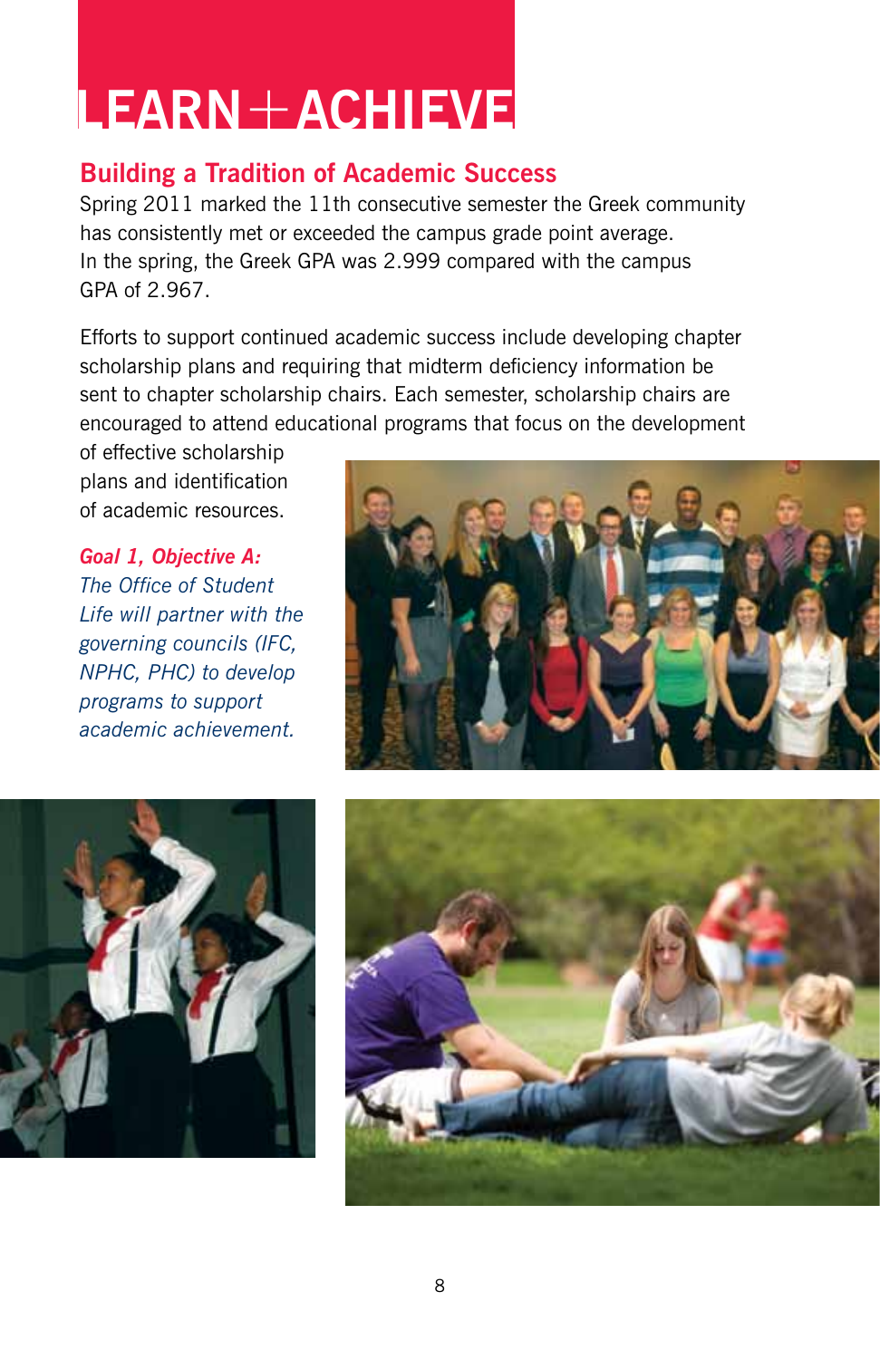# LEARN + ACHIEVE

## Building a Tradition of Academic Success

Spring 2011 marked the 11th consecutive semester the Greek community has consistently met or exceeded the campus grade point average. In the spring, the Greek GPA was 2.999 compared with the campus GPA of 2.967.

Efforts to support continued academic success include developing chapter scholarship plans and requiring that midterm deficiency information be sent to chapter scholarship chairs. Each semester, scholarship chairs are encouraged to attend educational programs that focus on the development of effective scholarship plans and identification of academic resources.

***Goal 1, Objective A:***
*The Office of Student Life will partner with the governing councils (IFC, NPHC, PHC) to develop programs to support academic achievement.*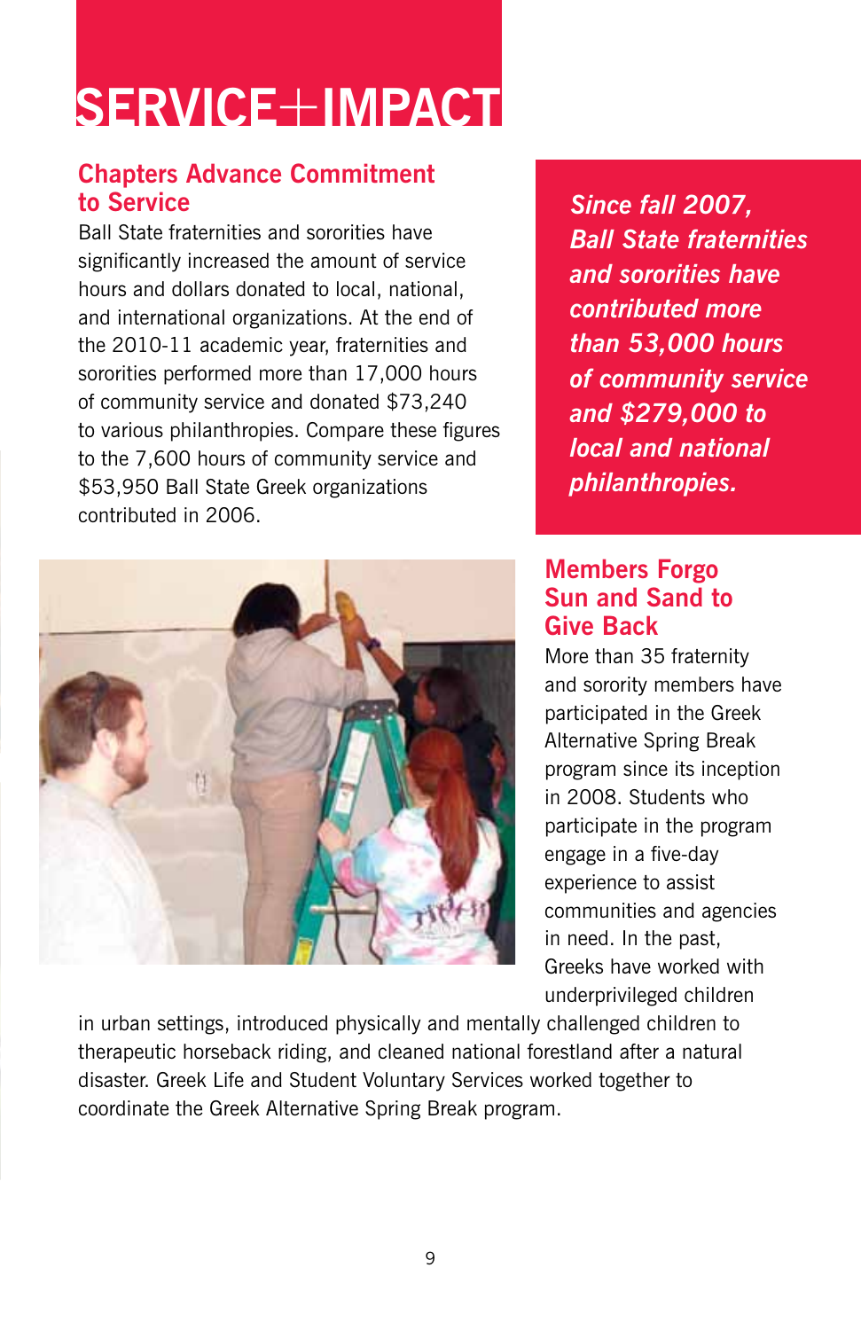# SERVICE+IMPACT

## Chapters Advance Commitment to Service

Ball State fraternities and sororities have significantly increased the amount of service hours and dollars donated to local, national, and international organizations. At the end of the 2010-11 academic year, fraternities and sororities performed more than 17,000 hours of community service and donated $73,240 to various philanthropies. Compare these figures to the 7,600 hours of community service and $53,950 Ball State Greek organizations contributed in 2006.

***Since fall 2007, Ball State fraternities and sororities have contributed more than 53,000 hours of community service and $279,000 to local and national philanthropies.***

## Members Forgo Sun and Sand to Give Back

More than 35 fraternity and sorority members have participated in the Greek Alternative Spring Break program since its inception in 2008. Students who participate in the program engage in a five-day experience to assist communities and agencies in need. In the past, Greeks have worked with underprivileged children in urban settings, introduced physically and mentally challenged children to therapeutic horseback riding, and cleaned national forestland after a natural disaster. Greek Life and Student Voluntary Services worked together to coordinate the Greek Alternative Spring Break program.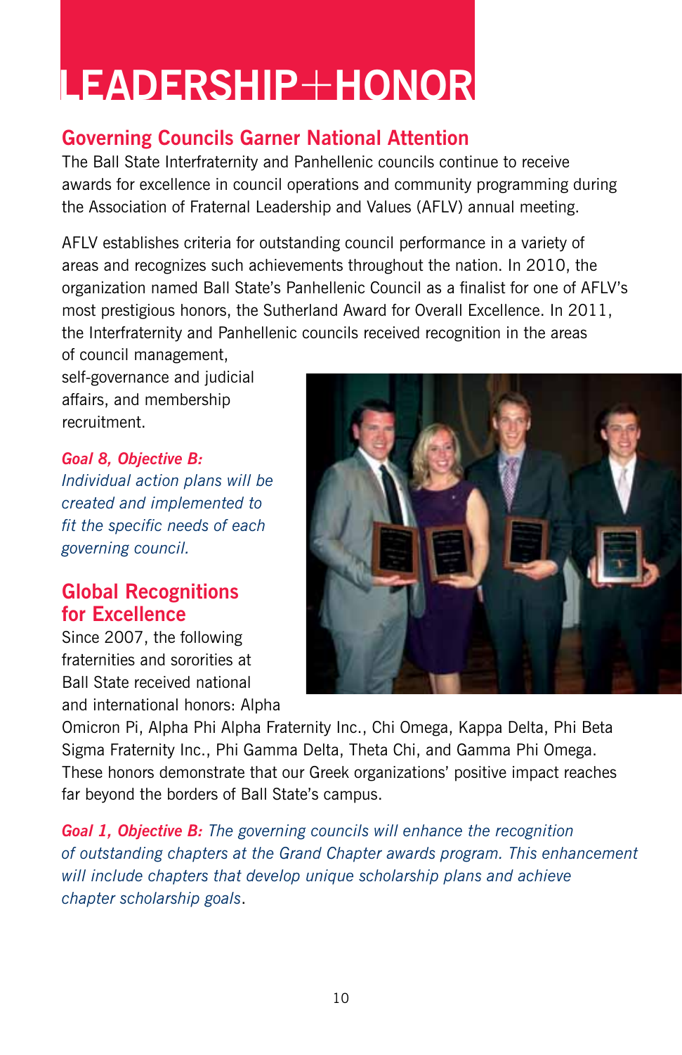# LEADERSHIP+HONOR

## Governing Councils Garner National Attention

The Ball State Interfraternity and Panhellenic councils continue to receive awards for excellence in council operations and community programming during the Association of Fraternal Leadership and Values (AFLV) annual meeting.

AFLV establishes criteria for outstanding council performance in a variety of areas and recognizes such achievements throughout the nation. In 2010, the organization named Ball State's Panhellenic Council as a finalist for one of AFLV's most prestigious honors, the Sutherland Award for Overall Excellence. In 2011, the Interfraternity and Panhellenic councils received recognition in the areas of council management, self-governance and judicial affairs, and membership recruitment.

***Goal 8, Objective B:*** *Individual action plans will be created and implemented to fit the specific needs of each governing council.*

## Global Recognitions for Excellence

Since 2007, the following fraternities and sororities at Ball State received national and international honors: Alpha Omicron Pi, Alpha Phi Alpha Fraternity Inc., Chi Omega, Kappa Delta, Phi Beta Sigma Fraternity Inc., Phi Gamma Delta, Theta Chi, and Gamma Phi Omega. These honors demonstrate that our Greek organizations' positive impact reaches far beyond the borders of Ball State's campus.

***Goal 1, Objective B:*** *The governing councils will enhance the recognition of outstanding chapters at the Grand Chapter awards program. This enhancement will include chapters that develop unique scholarship plans and achieve chapter scholarship goals*.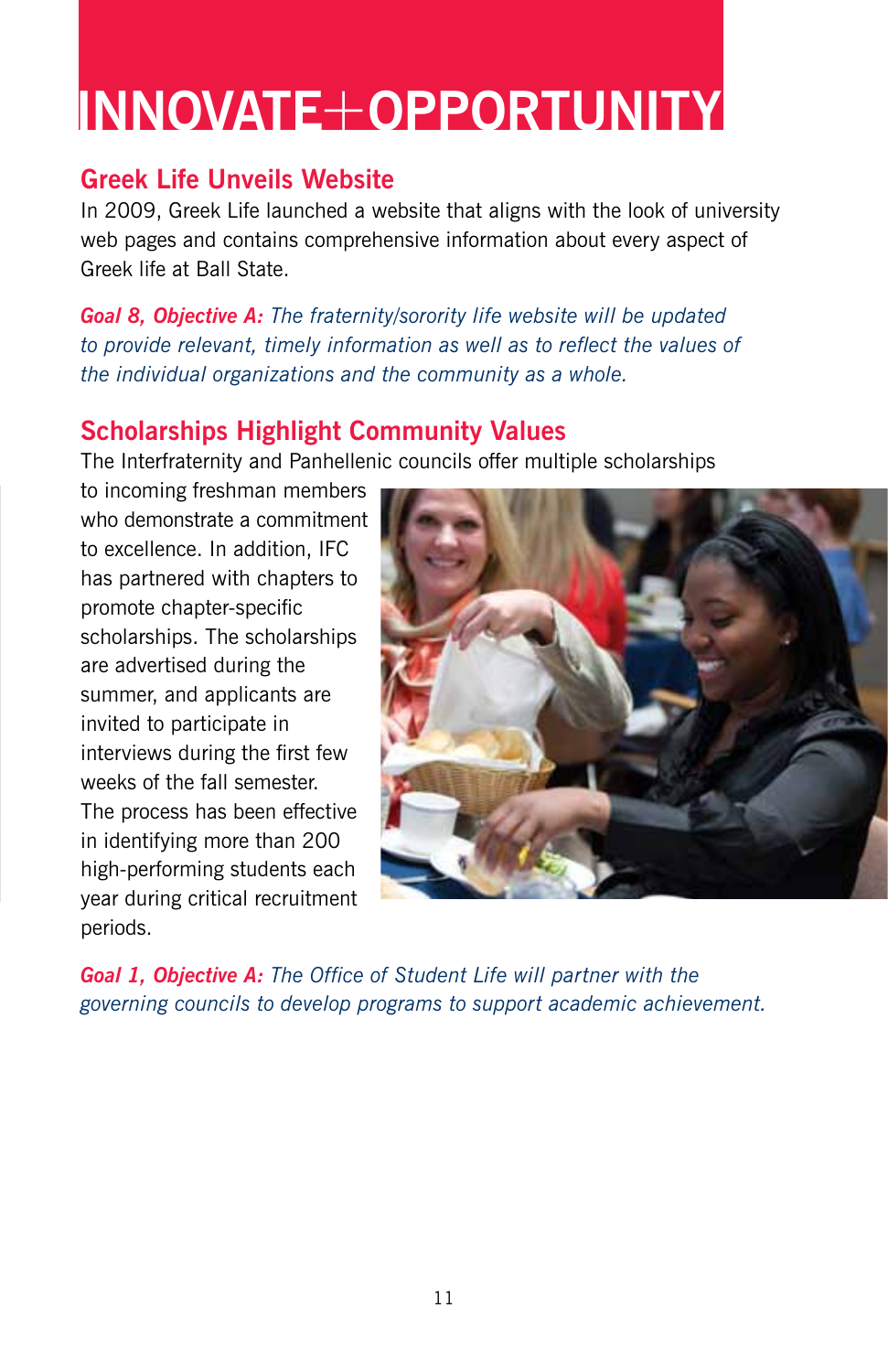# INNOVATE+OPPORTUNITY

## Greek Life Unveils Website

In 2009, Greek Life launched a website that aligns with the look of university web pages and contains comprehensive information about every aspect of Greek life at Ball State.

***Goal 8, Objective A:*** *The fraternity/sorority life website will be updated to provide relevant, timely information as well as to reflect the values of the individual organizations and the community as a whole.*

## Scholarships Highlight Community Values

The Interfraternity and Panhellenic councils offer multiple scholarships to incoming freshman members who demonstrate a commitment to excellence. In addition, IFC has partnered with chapters to promote chapter-specific scholarships. The scholarships are advertised during the summer, and applicants are invited to participate in interviews during the first few weeks of the fall semester. The process has been effective in identifying more than 200 high-performing students each year during critical recruitment periods.

***Goal 1, Objective A:*** *The Office of Student Life will partner with the governing councils to develop programs to support academic achievement.*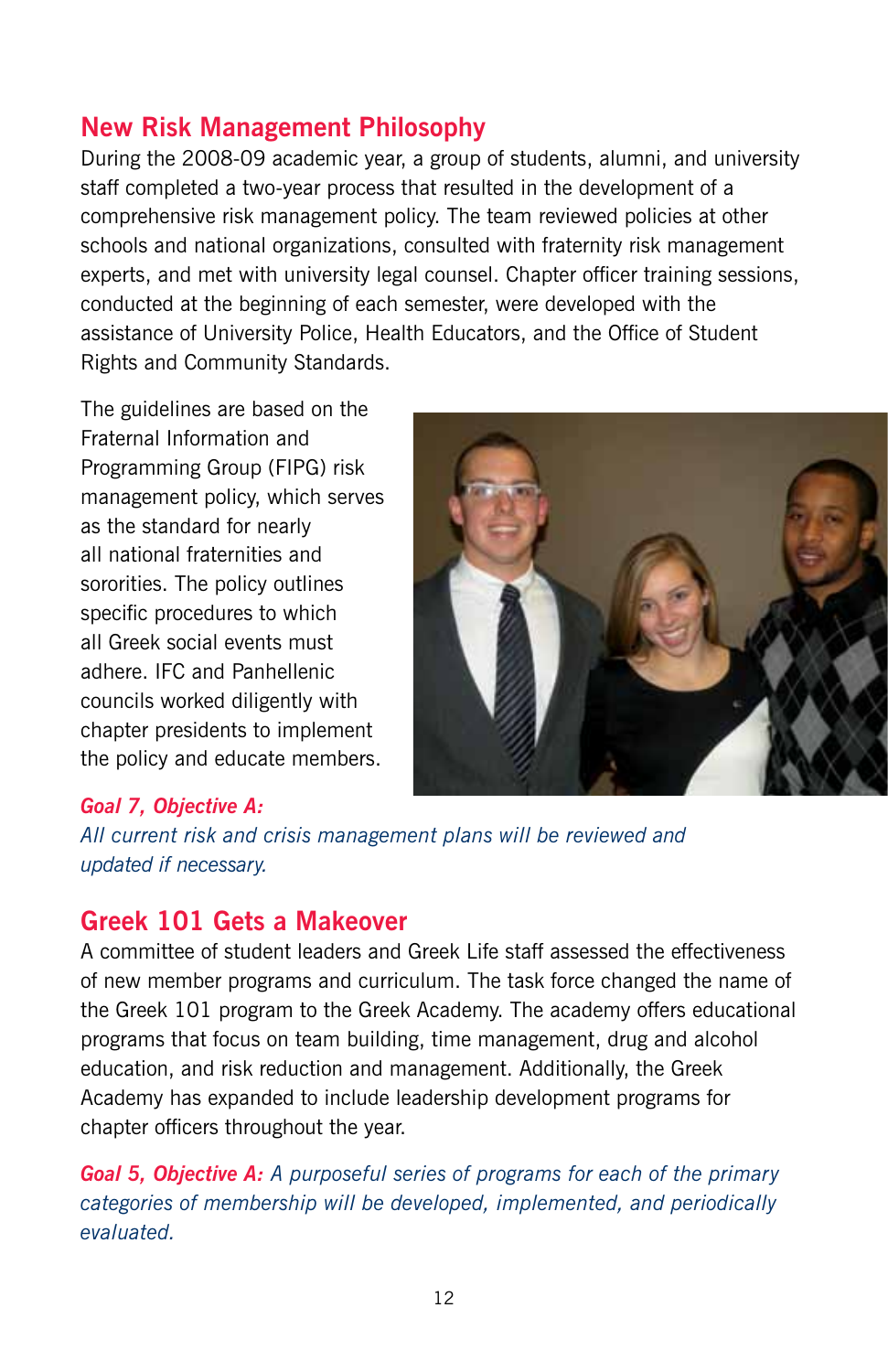## New Risk Management Philosophy

During the 2008-09 academic year, a group of students, alumni, and university staff completed a two-year process that resulted in the development of a comprehensive risk management policy. The team reviewed policies at other schools and national organizations, consulted with fraternity risk management experts, and met with university legal counsel. Chapter officer training sessions, conducted at the beginning of each semester, were developed with the assistance of University Police, Health Educators, and the Office of Student Rights and Community Standards.

The guidelines are based on the Fraternal Information and Programming Group (FIPG) risk management policy, which serves as the standard for nearly all national fraternities and sororities. The policy outlines specific procedures to which all Greek social events must adhere. IFC and Panhellenic councils worked diligently with chapter presidents to implement the policy and educate members.

***Goal 7, Objective A:***
*All current risk and crisis management plans will be reviewed and updated if necessary.*

## Greek 101 Gets a Makeover

A committee of student leaders and Greek Life staff assessed the effectiveness of new member programs and curriculum. The task force changed the name of the Greek 101 program to the Greek Academy. The academy offers educational programs that focus on team building, time management, drug and alcohol education, and risk reduction and management. Additionally, the Greek Academy has expanded to include leadership development programs for chapter officers throughout the year.

***Goal 5, Objective A:*** *A purposeful series of programs for each of the primary categories of membership will be developed, implemented, and periodically evaluated.*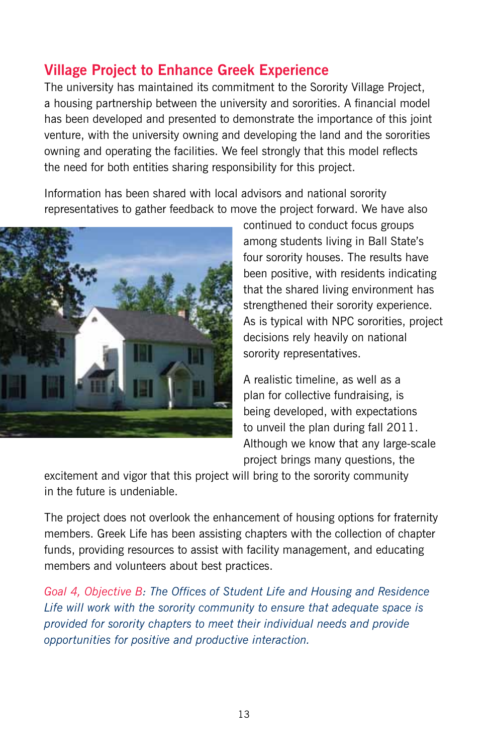## Village Project to Enhance Greek Experience

The university has maintained its commitment to the Sorority Village Project, a housing partnership between the university and sororities. A financial model has been developed and presented to demonstrate the importance of this joint venture, with the university owning and developing the land and the sororities owning and operating the facilities. We feel strongly that this model reflects the need for both entities sharing responsibility for this project.

Information has been shared with local advisors and national sorority representatives to gather feedback to move the project forward. We have also continued to conduct focus groups among students living in Ball State's four sorority houses. The results have been positive, with residents indicating that the shared living environment has strengthened their sorority experience. As is typical with NPC sororities, project decisions rely heavily on national sorority representatives.

A realistic timeline, as well as a plan for collective fundraising, is being developed, with expectations to unveil the plan during fall 2011. Although we know that any large-scale project brings many questions, the excitement and vigor that this project will bring to the sorority community in the future is undeniable.

The project does not overlook the enhancement of housing options for fraternity members. Greek Life has been assisting chapters with the collection of chapter funds, providing resources to assist with facility management, and educating members and volunteers about best practices.

*Goal 4, Objective B: The Offices of Student Life and Housing and Residence Life will work with the sorority community to ensure that adequate space is provided for sorority chapters to meet their individual needs and provide opportunities for positive and productive interaction.*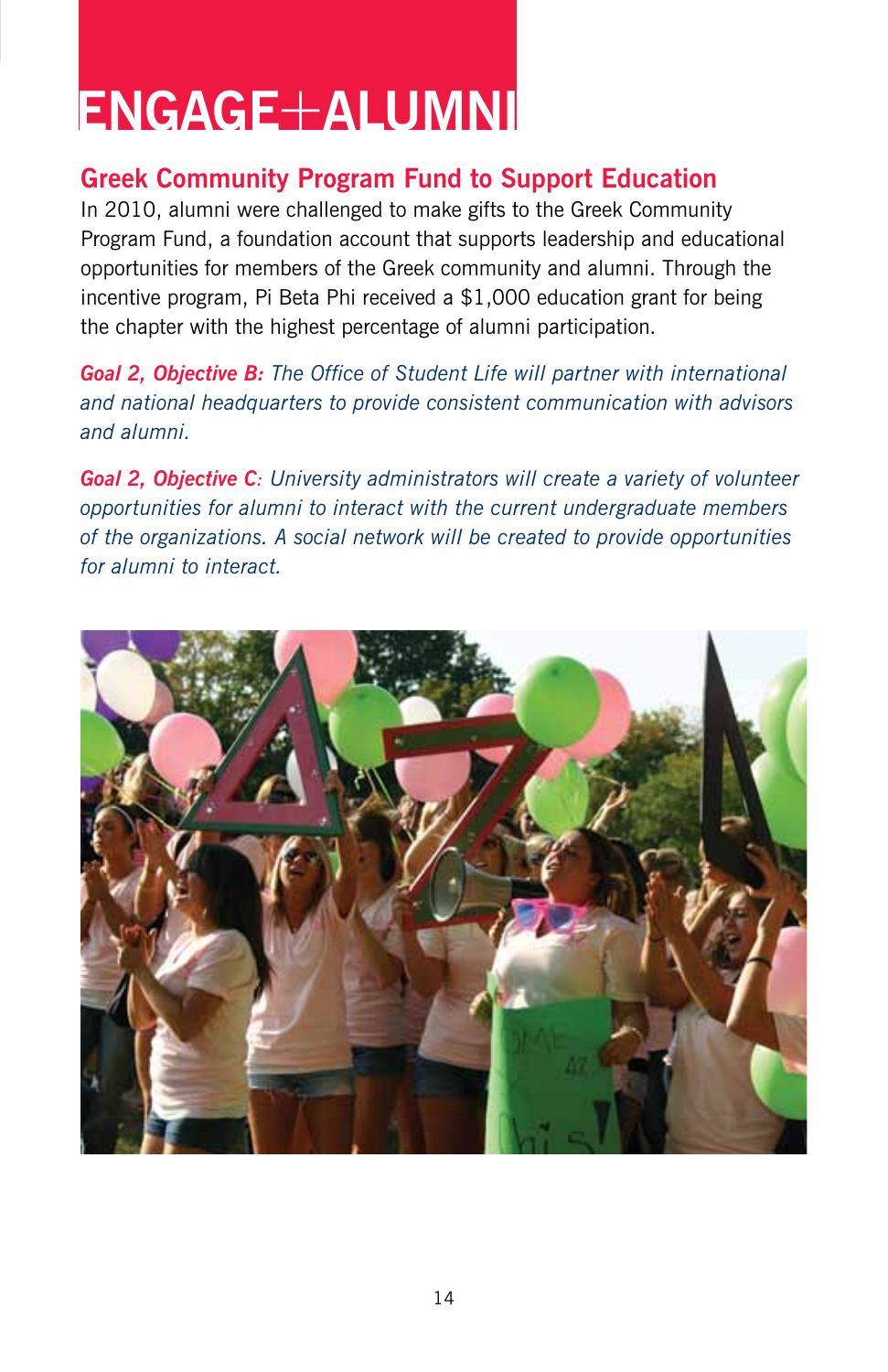# ENGAGE+ALUMNI

## Greek Community Program Fund to Support Education

In 2010, alumni were challenged to make gifts to the Greek Community Program Fund, a foundation account that supports leadership and educational opportunities for members of the Greek community and alumni. Through the incentive program, Pi Beta Phi received a $1,000 education grant for being the chapter with the highest percentage of alumni participation.

***Goal 2, Objective B:*** *The Office of Student Life will partner with international and national headquarters to provide consistent communication with advisors and alumni.*

***Goal 2, Objective C****: University administrators will create a variety of volunteer opportunities for alumni to interact with the current undergraduate members of the organizations. A social network will be created to provide opportunities for alumni to interact.*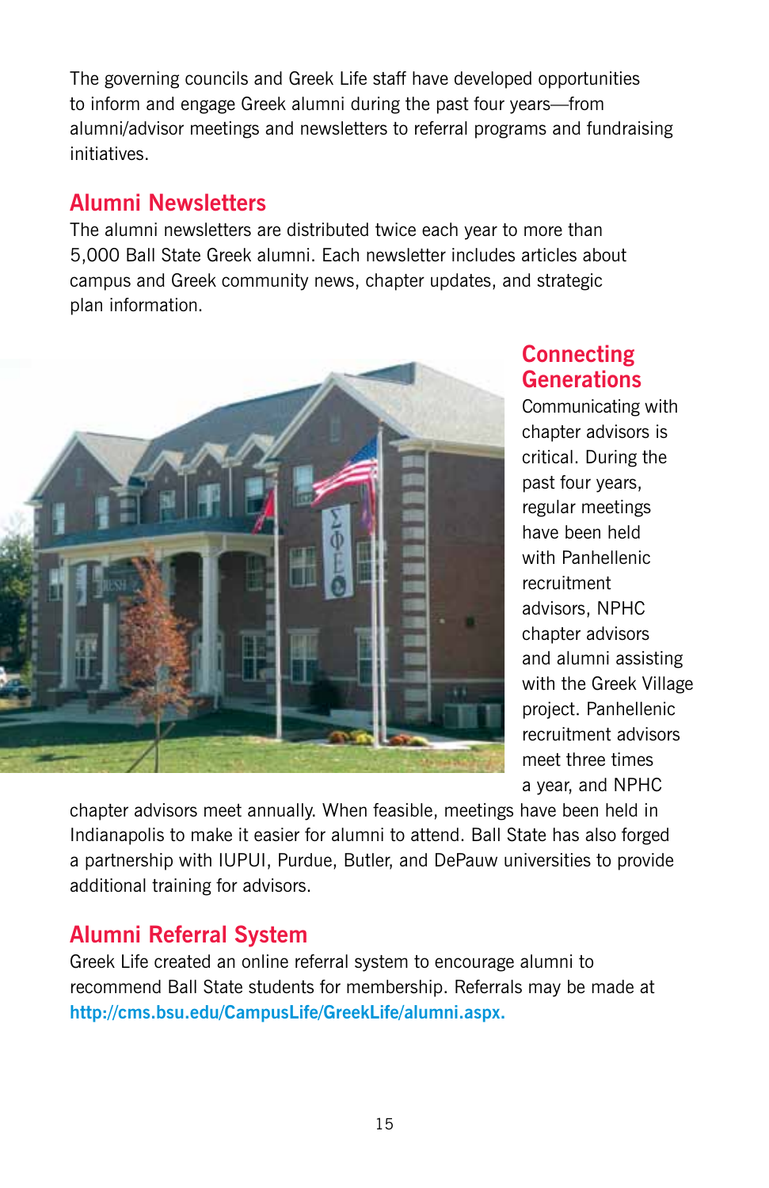The governing councils and Greek Life staff have developed opportunities to inform and engage Greek alumni during the past four years—from alumni/advisor meetings and newsletters to referral programs and fundraising initiatives.

## Alumni Newsletters

The alumni newsletters are distributed twice each year to more than 5,000 Ball State Greek alumni. Each newsletter includes articles about campus and Greek community news, chapter updates, and strategic plan information.

## Connecting Generations

Communicating with chapter advisors is critical. During the past four years, regular meetings have been held with Panhellenic recruitment advisors, NPHC chapter advisors and alumni assisting with the Greek Village project. Panhellenic recruitment advisors meet three times a year, and NPHC chapter advisors meet annually. When feasible, meetings have been held in Indianapolis to make it easier for alumni to attend. Ball State has also forged a partnership with IUPUI, Purdue, Butler, and DePauw universities to provide additional training for advisors.

## Alumni Referral System

Greek Life created an online referral system to encourage alumni to recommend Ball State students for membership. Referrals may be made at **http://cms.bsu.edu/CampusLife/GreekLife/alumni.aspx.**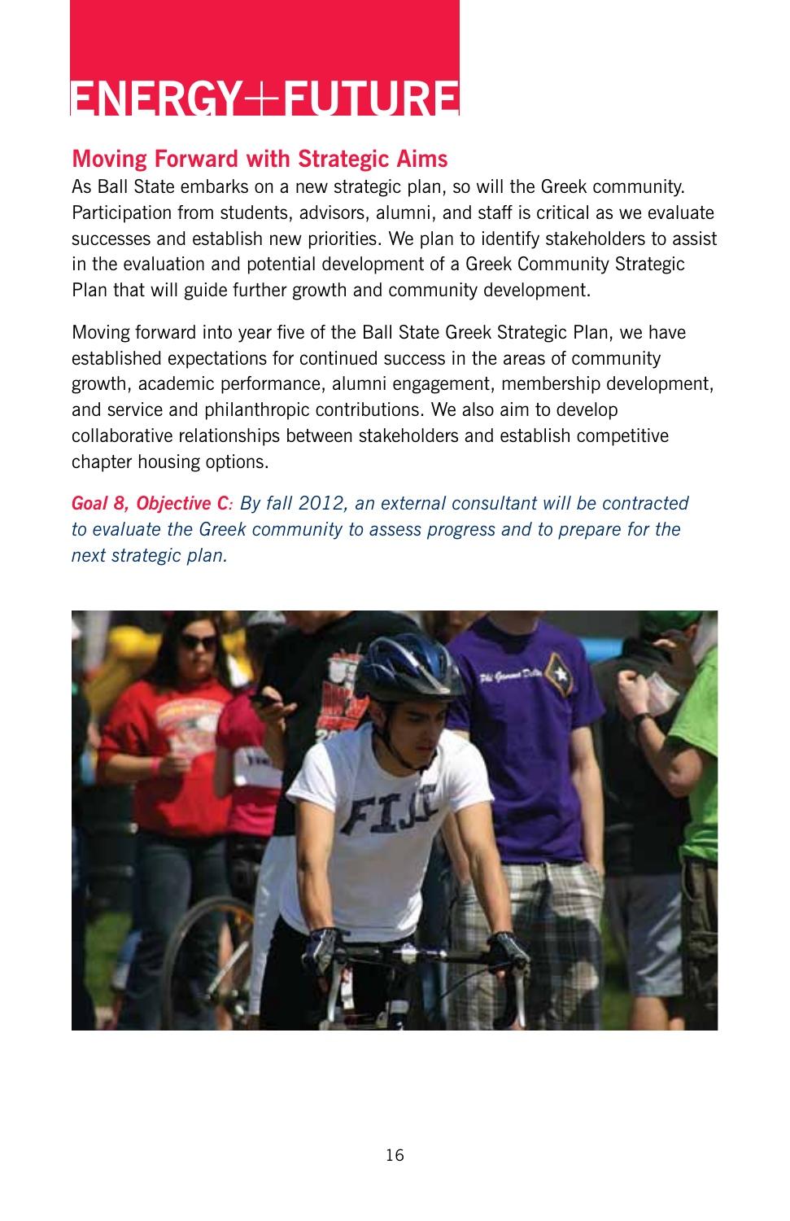# ENERGY+FUTURE

## Moving Forward with Strategic Aims

As Ball State embarks on a new strategic plan, so will the Greek community. Participation from students, advisors, alumni, and staff is critical as we evaluate successes and establish new priorities. We plan to identify stakeholders to assist in the evaluation and potential development of a Greek Community Strategic Plan that will guide further growth and community development.

Moving forward into year five of the Ball State Greek Strategic Plan, we have established expectations for continued success in the areas of community growth, academic performance, alumni engagement, membership development, and service and philanthropic contributions. We also aim to develop collaborative relationships between stakeholders and establish competitive chapter housing options.

***Goal 8, Objective C**: By fall 2012, an external consultant will be contracted to evaluate the Greek community to assess progress and to prepare for the next strategic plan.*